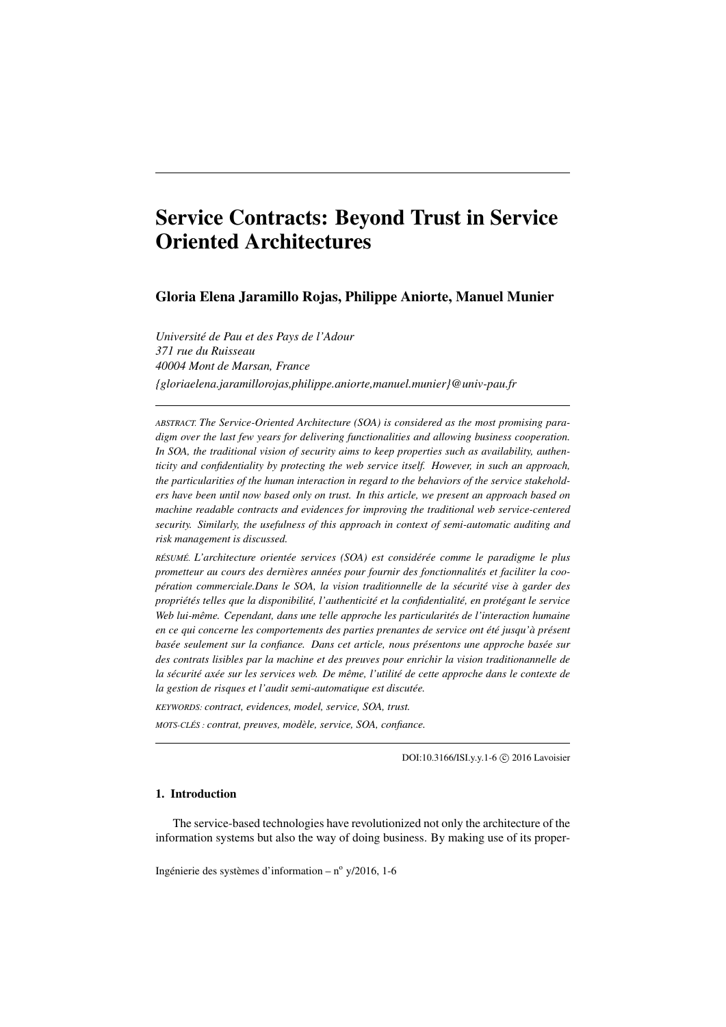# Service Contracts: Beyond Trust in Service Oriented Architectures

**Gloria Elena Jaramillo Rojas, Philippe Aniorte, Manuel Munier**

*Université de Pau et des Pays de l'Adour*
*371 rue du Ruisseau*
*40004 Mont de Marsan, France*
*{gloriaelena.jaramillorojas,philippe.aniorte,manuel.munier}@univ-pau.fr*

---

ABSTRACT. *The Service-Oriented Architecture (SOA) is considered as the most promising paradigm over the last few years for delivering functionalities and allowing business cooperation. In SOA, the traditional vision of security aims to keep properties such as availability, authenticity and confidentiality by protecting the web service itself. However, in such an approach, the particularities of the human interaction in regard to the behaviors of the service stakeholders have been until now based only on trust. In this article, we present an approach based on machine readable contracts and evidences for improving the traditional web service-centered security. Similarly, the usefulness of this approach in context of semi-automatic auditing and risk management is discussed.*

RÉSUMÉ. *L'architecture orientée services (SOA) est considérée comme le paradigme le plus prometteur au cours des dernières années pour fournir des fonctionnalités et faciliter la coopération commerciale.Dans le SOA, la vision traditionnelle de la sécurité vise à garder des propriétés telles que la disponibilité, l'authenticité et la confidentialité, en protégant le service Web lui-même. Cependant, dans une telle approche les particularités de l'interaction humaine en ce qui concerne les comportements des parties prenantes de service ont été jusqu'à présent basée seulement sur la confiance. Dans cet article, nous présentons une approche basée sur des contrats lisibles par la machine et des preuves pour enrichir la vision traditionannelle de la sécurité axée sur les services web. De même, l'utilité de cette approche dans le contexte de la gestion de risques et l'audit semi-automatique est discutée.*

KEYWORDS: *contract, evidences, model, service, SOA, trust.*

MOTS-CLÉS : *contrat, preuves, modèle, service, SOA, confiance.*

---

DOI:10.3166/ISI.y.y.1-6 © 2016 Lavoisier

## 1. Introduction

The service-based technologies have revolutionized not only the architecture of the information systems but also the way of doing business. By making use of its proper-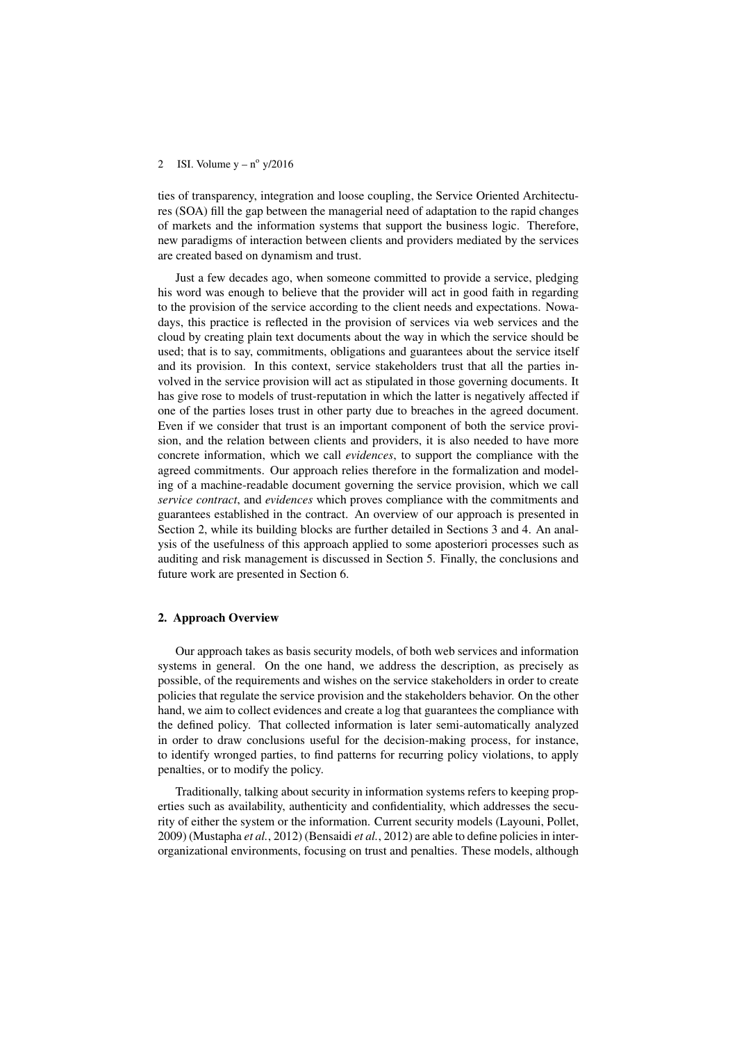ties of transparency, integration and loose coupling, the Service Oriented Architectures (SOA) fill the gap between the managerial need of adaptation to the rapid changes of markets and the information systems that support the business logic. Therefore, new paradigms of interaction between clients and providers mediated by the services are created based on dynamism and trust.

Just a few decades ago, when someone committed to provide a service, pledging his word was enough to believe that the provider will act in good faith in regarding to the provision of the service according to the client needs and expectations. Nowadays, this practice is reflected in the provision of services via web services and the cloud by creating plain text documents about the way in which the service should be used; that is to say, commitments, obligations and guarantees about the service itself and its provision. In this context, service stakeholders trust that all the parties involved in the service provision will act as stipulated in those governing documents. It has give rose to models of trust-reputation in which the latter is negatively affected if one of the parties loses trust in other party due to breaches in the agreed document. Even if we consider that trust is an important component of both the service provision, and the relation between clients and providers, it is also needed to have more concrete information, which we call *evidences*, to support the compliance with the agreed commitments. Our approach relies therefore in the formalization and modeling of a machine-readable document governing the service provision, which we call *service contract*, and *evidences* which proves compliance with the commitments and guarantees established in the contract. An overview of our approach is presented in Section 2, while its building blocks are further detailed in Sections 3 and 4. An analysis of the usefulness of this approach applied to some aposteriori processes such as auditing and risk management is discussed in Section 5. Finally, the conclusions and future work are presented in Section 6.

## 2. Approach Overview

Our approach takes as basis security models, of both web services and information systems in general. On the one hand, we address the description, as precisely as possible, of the requirements and wishes on the service stakeholders in order to create policies that regulate the service provision and the stakeholders behavior. On the other hand, we aim to collect evidences and create a log that guarantees the compliance with the defined policy. That collected information is later semi-automatically analyzed in order to draw conclusions useful for the decision-making process, for instance, to identify wronged parties, to find patterns for recurring policy violations, to apply penalties, or to modify the policy.

Traditionally, talking about security in information systems refers to keeping properties such as availability, authenticity and confidentiality, which addresses the security of either the system or the information. Current security models (Layouni, Pollet, 2009) (Mustapha *et al.*, 2012) (Bensaidi *et al.*, 2012) are able to define policies in inter-organizational environments, focusing on trust and penalties. These models, although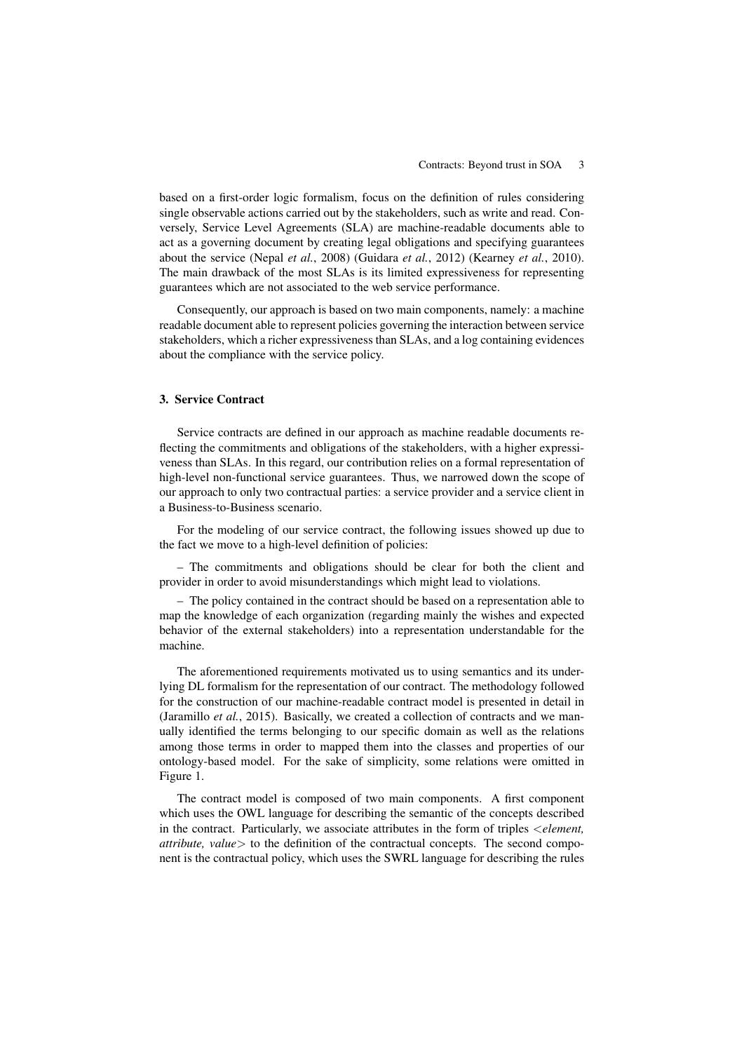based on a first-order logic formalism, focus on the definition of rules considering single observable actions carried out by the stakeholders, such as write and read. Conversely, Service Level Agreements (SLA) are machine-readable documents able to act as a governing document by creating legal obligations and specifying guarantees about the service (Nepal *et al.*, 2008) (Guidara *et al.*, 2012) (Kearney *et al.*, 2010). The main drawback of the most SLAs is its limited expressiveness for representing guarantees which are not associated to the web service performance.

Consequently, our approach is based on two main components, namely: a machine readable document able to represent policies governing the interaction between service stakeholders, which a richer expressiveness than SLAs, and a log containing evidences about the compliance with the service policy.

## 3. Service Contract

Service contracts are defined in our approach as machine readable documents reflecting the commitments and obligations of the stakeholders, with a higher expressiveness than SLAs. In this regard, our contribution relies on a formal representation of high-level non-functional service guarantees. Thus, we narrowed down the scope of our approach to only two contractual parties: a service provider and a service client in a Business-to-Business scenario.

For the modeling of our service contract, the following issues showed up due to the fact we move to a high-level definition of policies:

– The commitments and obligations should be clear for both the client and provider in order to avoid misunderstandings which might lead to violations.

– The policy contained in the contract should be based on a representation able to map the knowledge of each organization (regarding mainly the wishes and expected behavior of the external stakeholders) into a representation understandable for the machine.

The aforementioned requirements motivated us to using semantics and its underlying DL formalism for the representation of our contract. The methodology followed for the construction of our machine-readable contract model is presented in detail in (Jaramillo *et al.*, 2015). Basically, we created a collection of contracts and we manually identified the terms belonging to our specific domain as well as the relations among those terms in order to mapped them into the classes and properties of our ontology-based model. For the sake of simplicity, some relations were omitted in Figure 1.

The contract model is composed of two main components. A first component which uses the OWL language for describing the semantic of the concepts described in the contract. Particularly, we associate attributes in the form of triples <*element, attribute, value*> to the definition of the contractual concepts. The second component is the contractual policy, which uses the SWRL language for describing the rules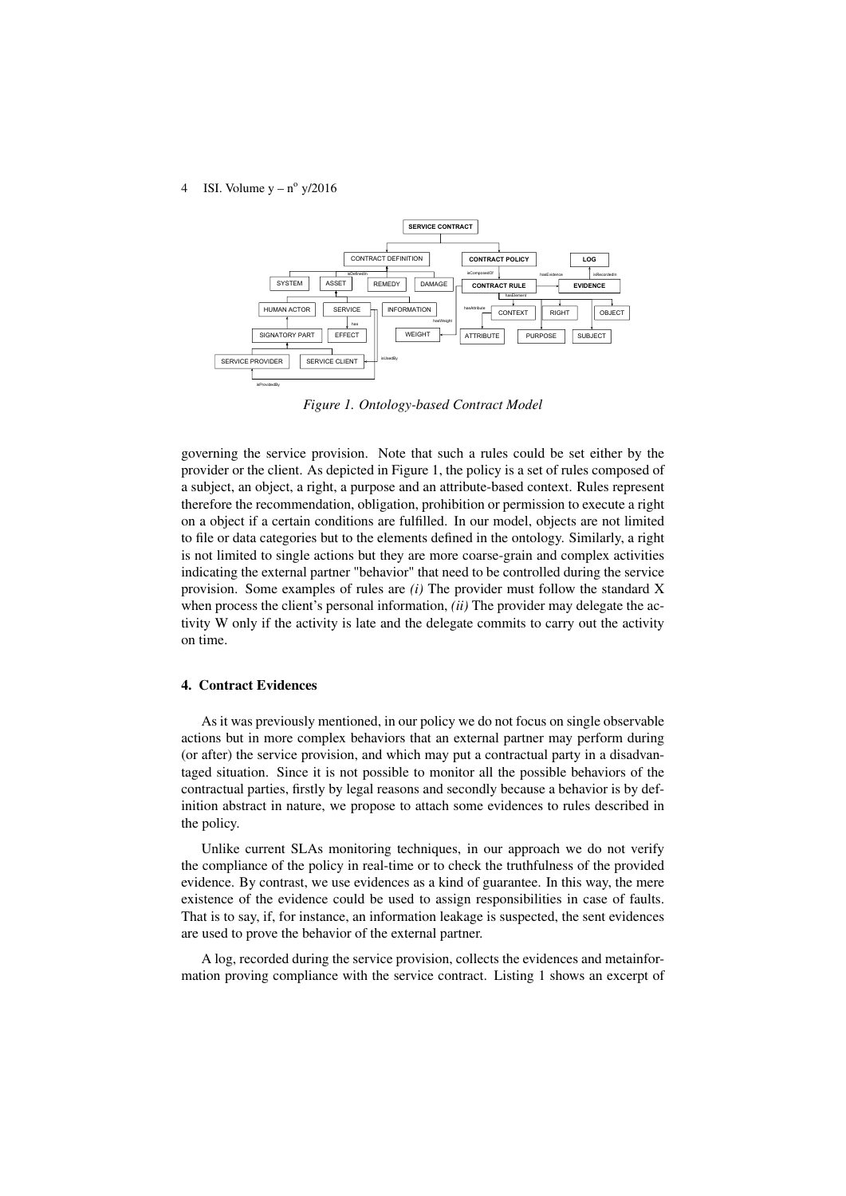*Figure 1. Ontology-based Contract Model*

governing the service provision. Note that such a rules could be set either by the provider or the client. As depicted in Figure 1, the policy is a set of rules composed of a subject, an object, a right, a purpose and an attribute-based context. Rules represent therefore the recommendation, obligation, prohibition or permission to execute a right on a object if a certain conditions are fulfilled. In our model, objects are not limited to file or data categories but to the elements defined in the ontology. Similarly, a right is not limited to single actions but they are more coarse-grain and complex activities indicating the external partner "behavior" that need to be controlled during the service provision. Some examples of rules are *(i)* The provider must follow the standard X when process the client's personal information, *(ii)* The provider may delegate the activity W only if the activity is late and the delegate commits to carry out the activity on time.

## 4. Contract Evidences

As it was previously mentioned, in our policy we do not focus on single observable actions but in more complex behaviors that an external partner may perform during (or after) the service provision, and which may put a contractual party in a disadvantaged situation. Since it is not possible to monitor all the possible behaviors of the contractual parties, firstly by legal reasons and secondly because a behavior is by definition abstract in nature, we propose to attach some evidences to rules described in the policy.

Unlike current SLAs monitoring techniques, in our approach we do not verify the compliance of the policy in real-time or to check the truthfulness of the provided evidence. By contrast, we use evidences as a kind of guarantee. In this way, the mere existence of the evidence could be used to assign responsibilities in case of faults. That is to say, if, for instance, an information leakage is suspected, the sent evidences are used to prove the behavior of the external partner.

A log, recorded during the service provision, collects the evidences and metainformation proving compliance with the service contract. Listing 1 shows an excerpt of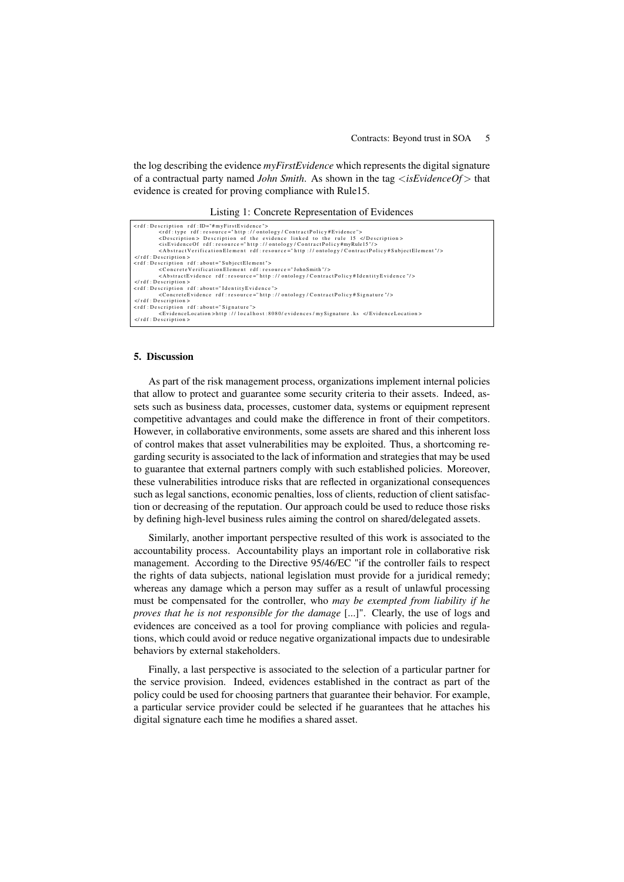the log describing the evidence *myFirstEvidence* which represents the digital signature of a contractual party named *John Smith*. As shown in the tag <*isEvidenceOf*> that evidence is created for proving compliance with Rule15.

Listing 1: Concrete Representation of Evidences

```
<rdf:Description rdf:ID="#myFirstEvidence">
        <rdf:type rdf:resource="http://ontology/ContractPolicy#Evidence">
        <Description> Description of the evidence linked to the rule 15 </Description>
        <isEvidenceOf rdf:resource="http://ontology/ContractPolicy#myRule15"/>
        <AbstractVerificationElement rdf:resource="http://ontology/ContractPolicy#SubjectElement"/>
</rdf:Description>
<rdf:Description rdf:about="SubjectElement">
        <ConcreteVerificationElement rdf:resource="JohnSmith"/>
        <AbstractEvidence rdf:resource="http://ontology/ContractPolicy#IdentityEvidence"/>
</rdf:Description>
<rdf:Description rdf:about="IdentityEvidence">
        <ConcreteEvidence rdf:resource="http://ontology/ContractPolicy#Signature"/>
</rdf:Description>
<rdf:Description rdf:about="Signature">
        <EvidenceLocation>http://localhost:8080/evidences/mySignature.ks </EvidenceLocation>
</rdf:Description>
```

## 5. Discussion

As part of the risk management process, organizations implement internal policies that allow to protect and guarantee some security criteria to their assets. Indeed, assets such as business data, processes, customer data, systems or equipment represent competitive advantages and could make the difference in front of their competitors. However, in collaborative environments, some assets are shared and this inherent loss of control makes that asset vulnerabilities may be exploited. Thus, a shortcoming regarding security is associated to the lack of information and strategies that may be used to guarantee that external partners comply with such established policies. Moreover, these vulnerabilities introduce risks that are reflected in organizational consequences such as legal sanctions, economic penalties, loss of clients, reduction of client satisfaction or decreasing of the reputation. Our approach could be used to reduce those risks by defining high-level business rules aiming the control on shared/delegated assets.

Similarly, another important perspective resulted of this work is associated to the accountability process. Accountability plays an important role in collaborative risk management. According to the Directive 95/46/EC "if the controller fails to respect the rights of data subjects, national legislation must provide for a juridical remedy; whereas any damage which a person may suffer as a result of unlawful processing must be compensated for the controller, who *may be exempted from liability if he proves that he is not responsible for the damage* [...]". Clearly, the use of logs and evidences are conceived as a tool for proving compliance with policies and regulations, which could avoid or reduce negative organizational impacts due to undesirable behaviors by external stakeholders.

Finally, a last perspective is associated to the selection of a particular partner for the service provision. Indeed, evidences established in the contract as part of the policy could be used for choosing partners that guarantee their behavior. For example, a particular service provider could be selected if he guarantees that he attaches his digital signature each time he modifies a shared asset.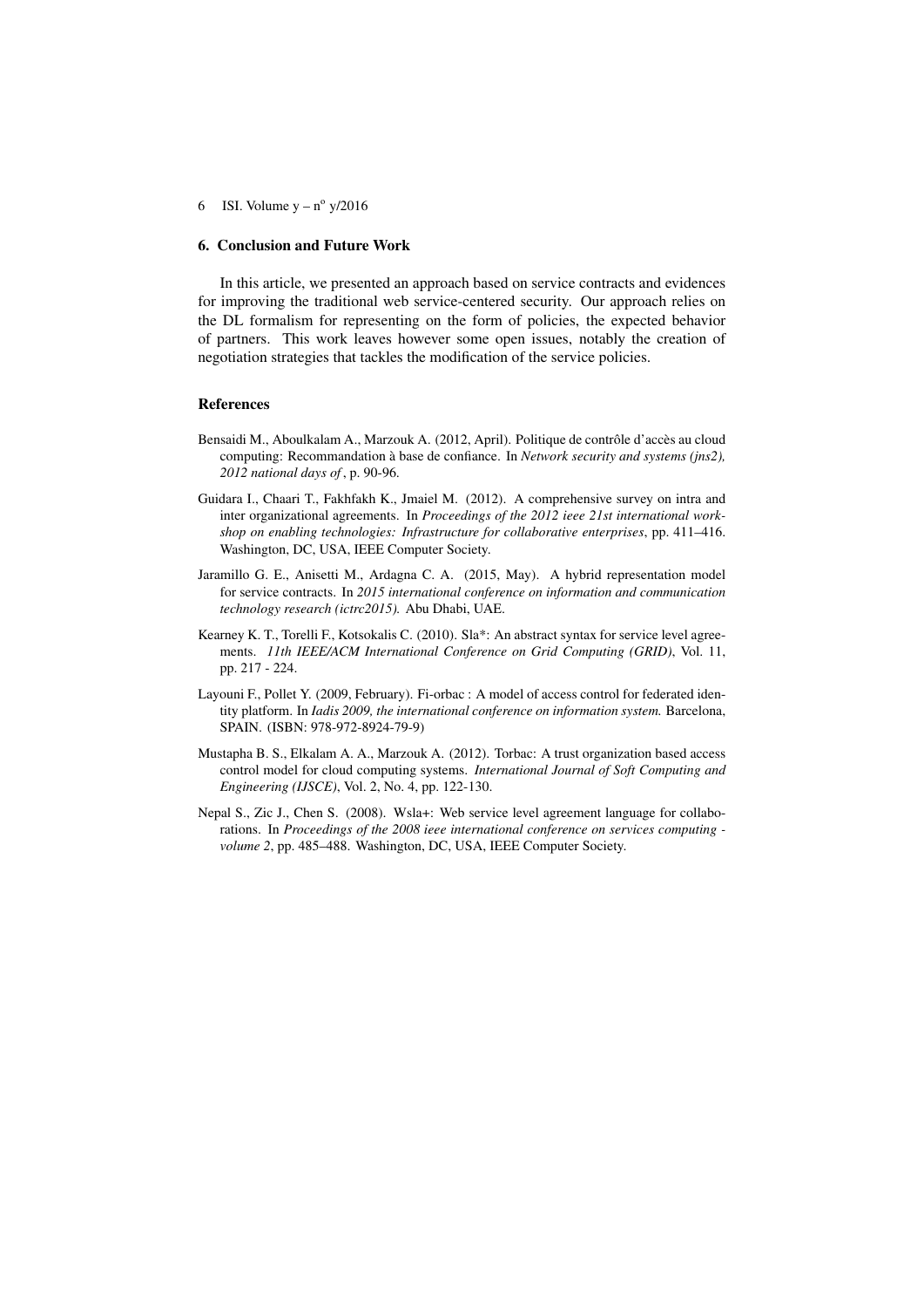## 6. Conclusion and Future Work

In this article, we presented an approach based on service contracts and evidences for improving the traditional web service-centered security. Our approach relies on the DL formalism for representing on the form of policies, the expected behavior of partners. This work leaves however some open issues, notably the creation of negotiation strategies that tackles the modification of the service policies.

## References

Bensaidi M., Aboulkalam A., Marzouk A. (2012, April). Politique de contrôle d'accès au cloud computing: Recommandation à base de confiance. In *Network security and systems (jns2), 2012 national days of*, p. 90-96.

Guidara I., Chaari T., Fakhfakh K., Jmaiel M. (2012). A comprehensive survey on intra and inter organizational agreements. In *Proceedings of the 2012 ieee 21st international workshop on enabling technologies: Infrastructure for collaborative enterprises*, pp. 411–416. Washington, DC, USA, IEEE Computer Society.

Jaramillo G. E., Anisetti M., Ardagna C. A. (2015, May). A hybrid representation model for service contracts. In *2015 international conference on information and communication technology research (ictrc2015).* Abu Dhabi, UAE.

Kearney K. T., Torelli F., Kotsokalis C. (2010). Sla*: An abstract syntax for service level agreements. *11th IEEE/ACM International Conference on Grid Computing (GRID)*, Vol. 11, pp. 217 - 224.

Layouni F., Pollet Y. (2009, February). Fi-orbac : A model of access control for federated identity platform. In *Iadis 2009, the international conference on information system.* Barcelona, SPAIN. (ISBN: 978-972-8924-79-9)

Mustapha B. S., Elkalam A. A., Marzouk A. (2012). Torbac: A trust organization based access control model for cloud computing systems. *International Journal of Soft Computing and Engineering (IJSCE)*, Vol. 2, No. 4, pp. 122-130.

Nepal S., Zic J., Chen S. (2008). Wsla+: Web service level agreement language for collaborations. In *Proceedings of the 2008 ieee international conference on services computing - volume 2*, pp. 485–488. Washington, DC, USA, IEEE Computer Society.